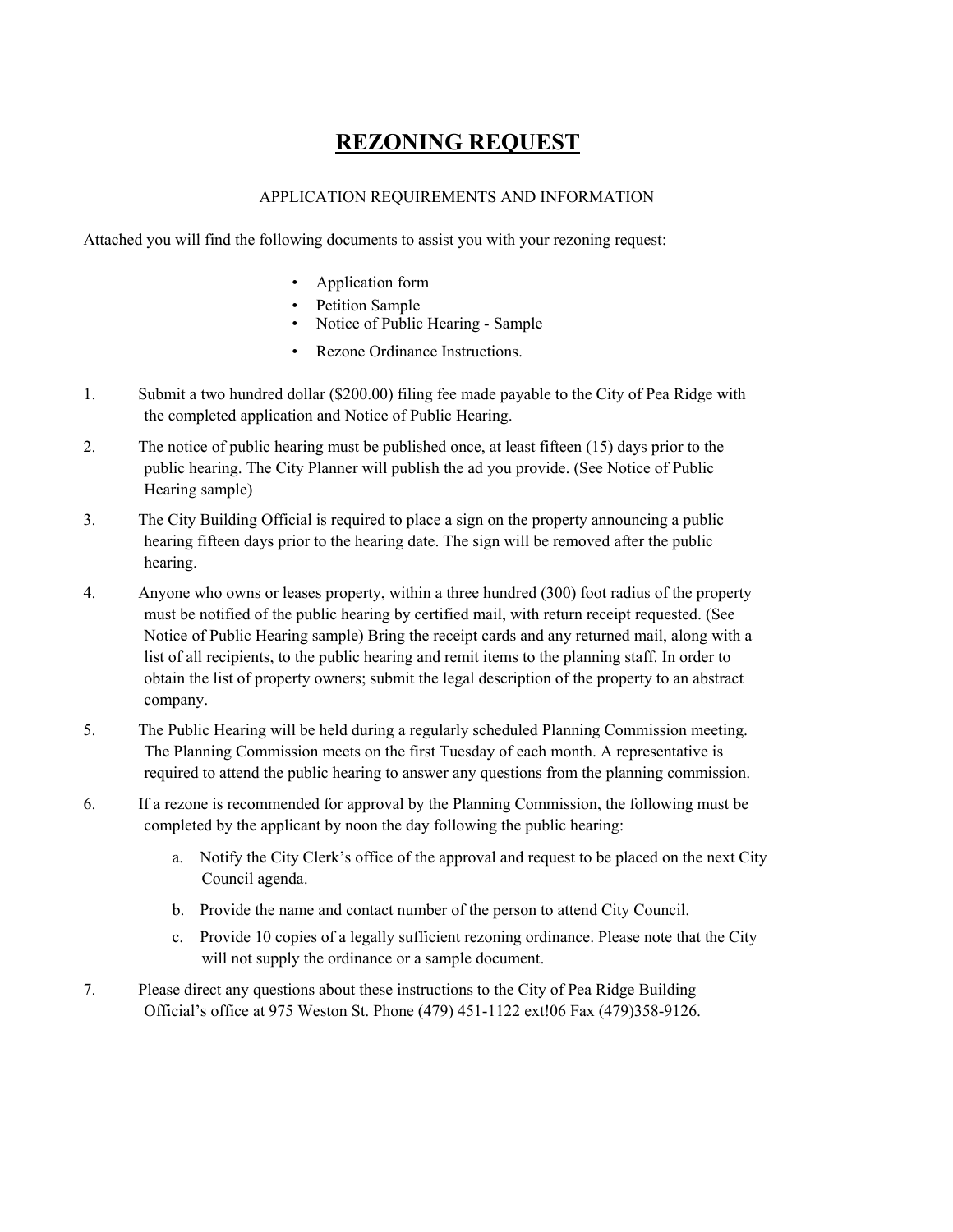# REZONING REQUEST

APPLICATION REQUIREMENTS AND INFORMATION

Attached you will find the following documents to assist you with your rezoning request:

- Application form
- Petition Sample
- Notice of Public Hearing - Sample
- Rezone Ordinance Instructions.

1. Submit a two hundred dollar ($200.00) filing fee made payable to the City of Pea Ridge with the completed application and Notice of Public Hearing.
2. The notice of public hearing must be published once, at least fifteen (15) days prior to the public hearing. The City Planner will publish the ad you provide. (See Notice of Public Hearing sample)
3. The City Building Official is required to place a sign on the property announcing a public hearing fifteen days prior to the hearing date. The sign will be removed after the public hearing.
4. Anyone who owns or leases property, within a three hundred (300) foot radius of the property must be notified of the public hearing by certified mail, with return receipt requested. (See Notice of Public Hearing sample) Bring the receipt cards and any returned mail, along with a list of all recipients, to the public hearing and remit items to the planning staff. In order to obtain the list of property owners; submit the legal description of the property to an abstract company.
5. The Public Hearing will be held during a regularly scheduled Planning Commission meeting. The Planning Commission meets on the first Tuesday of each month. A representative is required to attend the public hearing to answer any questions from the planning commission.
6. If a rezone is recommended for approval by the Planning Commission, the following must be completed by the applicant by noon the day following the public hearing:
   a. Notify the City Clerk's office of the approval and request to be placed on the next City Council agenda.
   b. Provide the name and contact number of the person to attend City Council.
   c. Provide 10 copies of a legally sufficient rezoning ordinance. Please note that the City will not supply the ordinance or a sample document.
7. Please direct any questions about these instructions to the City of Pea Ridge Building Official's office at 975 Weston St. Phone (479) 451-1122 ext!06 Fax (479)358-9126.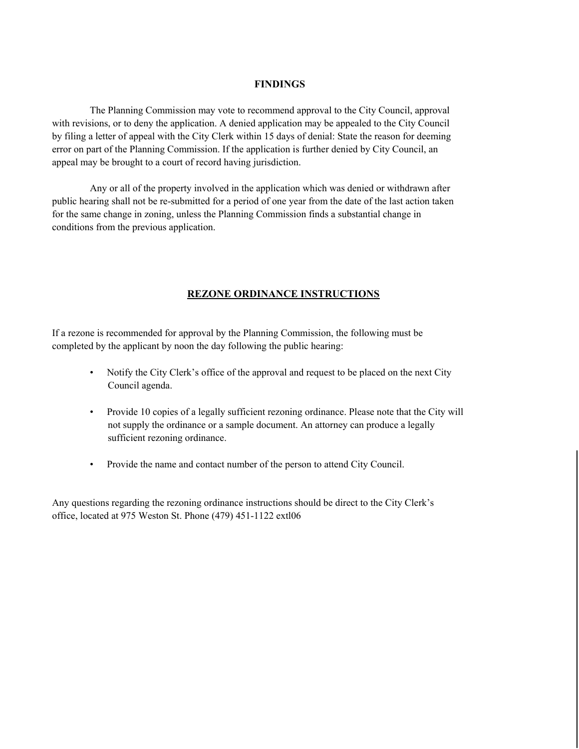## FINDINGS

The Planning Commission may vote to recommend approval to the City Council, approval with revisions, or to deny the application. A denied application may be appealed to the City Council by filing a letter of appeal with the City Clerk within 15 days of denial: State the reason for deeming error on part of the Planning Commission. If the application is further denied by City Council, an appeal may be brought to a court of record having jurisdiction.

Any or all of the property involved in the application which was denied or withdrawn after public hearing shall not be re-submitted for a period of one year from the date of the last action taken for the same change in zoning, unless the Planning Commission finds a substantial change in conditions from the previous application.

## REZONE ORDINANCE INSTRUCTIONS

If a rezone is recommended for approval by the Planning Commission, the following must be completed by the applicant by noon the day following the public hearing:

- Notify the City Clerk's office of the approval and request to be placed on the next City Council agenda.
- Provide 10 copies of a legally sufficient rezoning ordinance. Please note that the City will not supply the ordinance or a sample document. An attorney can produce a legally sufficient rezoning ordinance.
- Provide the name and contact number of the person to attend City Council.

Any questions regarding the rezoning ordinance instructions should be direct to the City Clerk's office, located at 975 Weston St. Phone (479) 451-1122 extl06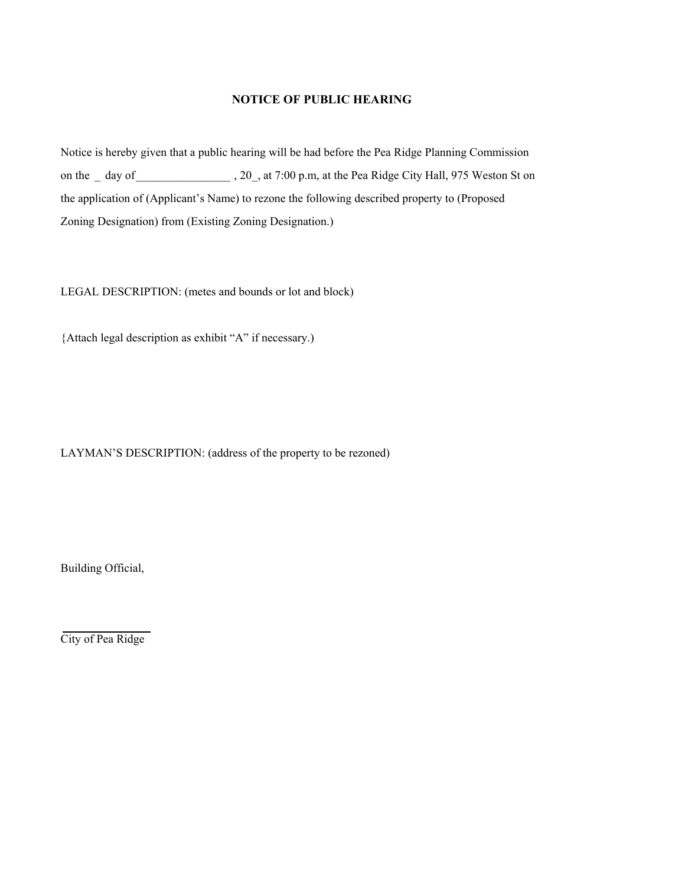**NOTICE OF PUBLIC HEARING**

Notice is hereby given that a public hearing will be had before the Pea Ridge Planning Commission on the _ day of________________ , 20_, at 7:00 p.m, at the Pea Ridge City Hall, 975 Weston St on the application of (Applicant's Name) to rezone the following described property to (Proposed Zoning Designation) from (Existing Zoning Designation.)

LEGAL DESCRIPTION: (metes and bounds or lot and block)

{Attach legal description as exhibit "A" if necessary.)

LAYMAN'S DESCRIPTION: (address of the property to be rezoned)

Building Official,

_______________

City of Pea Ridge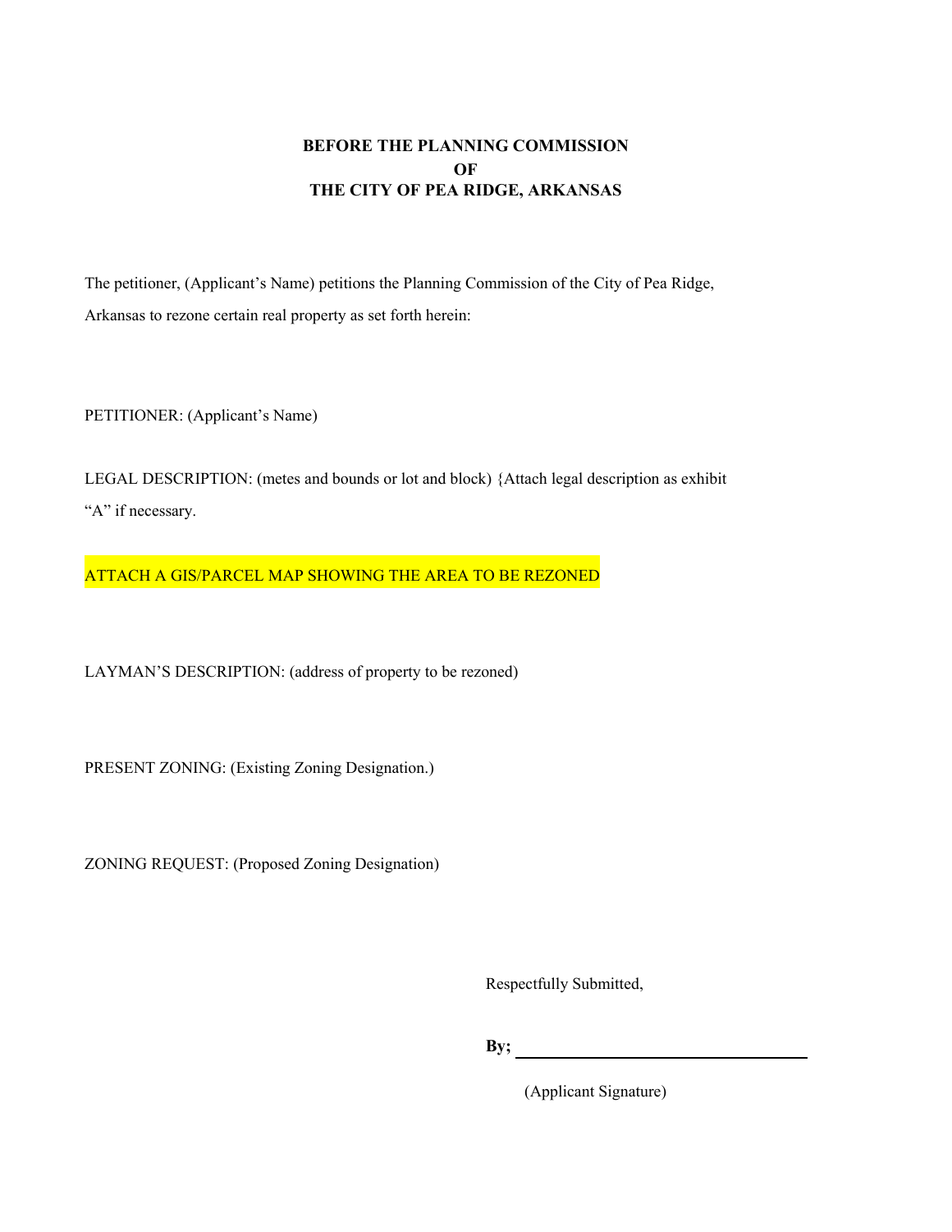**BEFORE THE PLANNING COMMISSION**
**OF**
**THE CITY OF PEA RIDGE, ARKANSAS**

The petitioner, (Applicant's Name) petitions the Planning Commission of the City of Pea Ridge, Arkansas to rezone certain real property as set forth herein:

PETITIONER: (Applicant's Name)

LEGAL DESCRIPTION: (metes and bounds or lot and block) {Attach legal description as exhibit "A" if necessary.

ATTACH A GIS/PARCEL MAP SHOWING THE AREA TO BE REZONED

LAYMAN'S DESCRIPTION: (address of property to be rezoned)

PRESENT ZONING: (Existing Zoning Designation.)

ZONING REQUEST: (Proposed Zoning Designation)

Respectfully Submitted,

**By;** ________________________________

(Applicant Signature)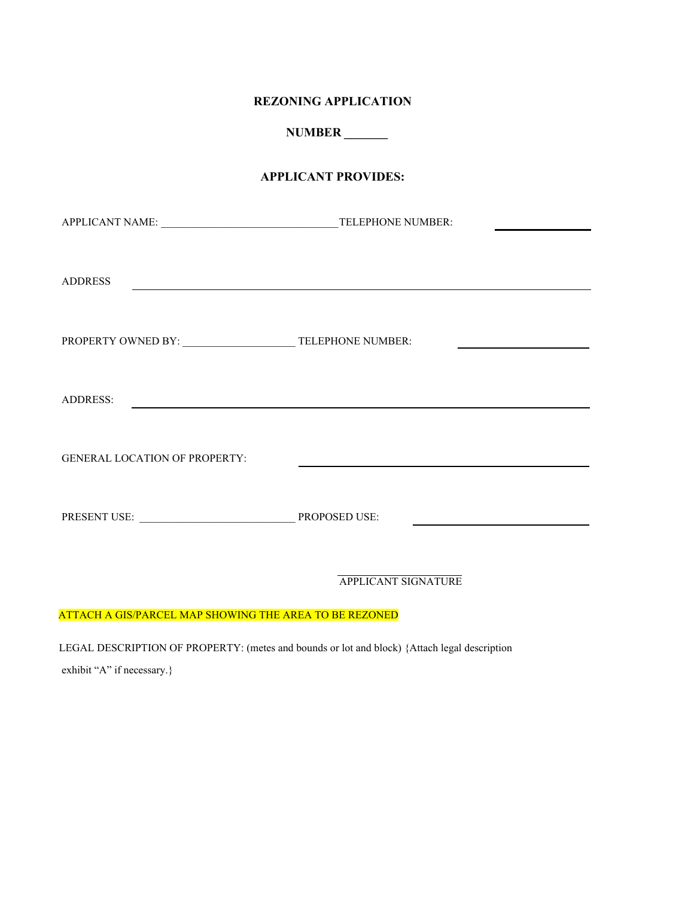# REZONING APPLICATION

## NUMBER _______

## APPLICANT PROVIDES:

APPLICANT NAME: ________________________________ TELEPHONE NUMBER: ________________

ADDRESS ________________________________________________________________________________

PROPERTY OWNED BY: ____________________ TELEPHONE NUMBER: ______________________

ADDRESS: ________________________________________________________________________________

GENERAL LOCATION OF PROPERTY: ________________________________________________

PRESENT USE: ____________________________ PROPOSED USE: ____________________________

______________________
APPLICANT SIGNATURE

ATTACH A GIS/PARCEL MAP SHOWING THE AREA TO BE REZONED

LEGAL DESCRIPTION OF PROPERTY: (metes and bounds or lot and block) {Attach legal description exhibit "A" if necessary.}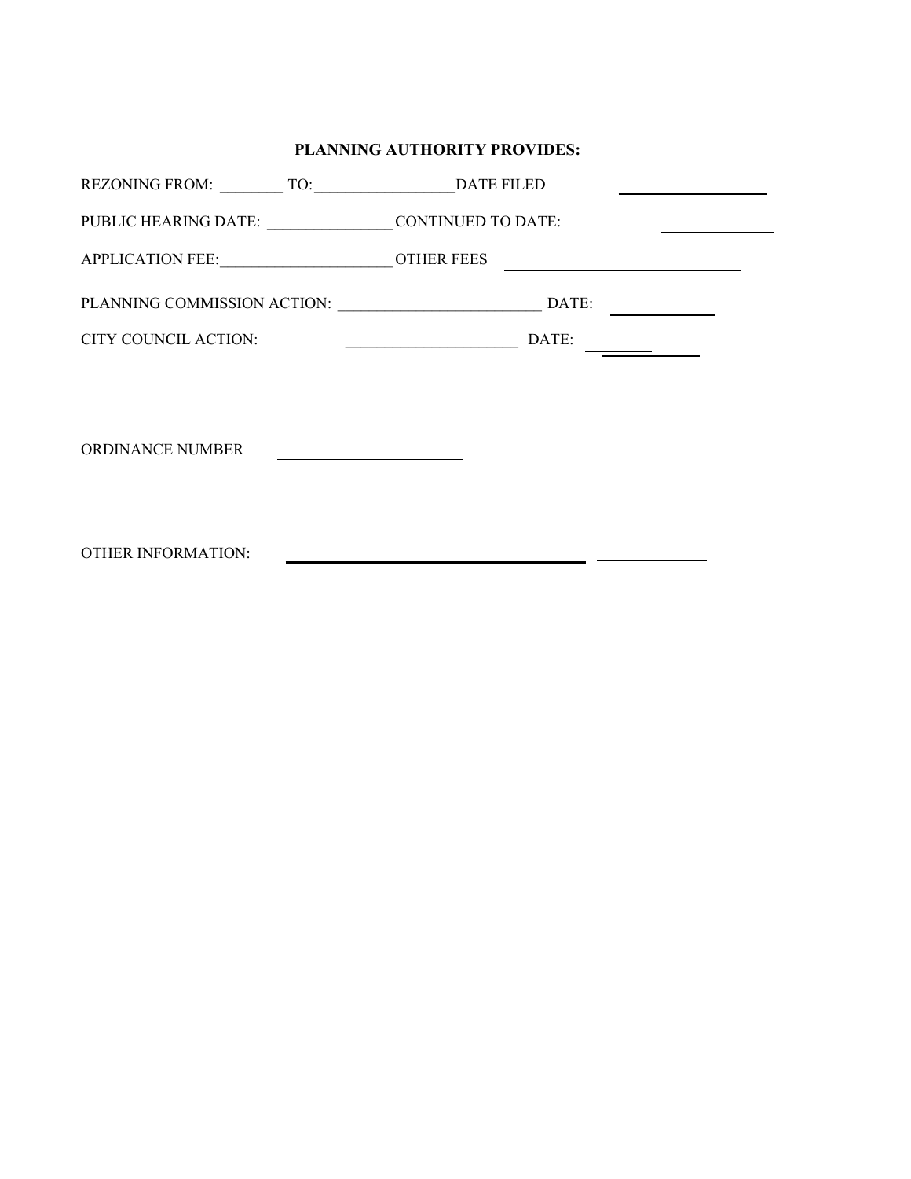**PLANNING AUTHORITY PROVIDES:**

REZONING FROM: ________ TO: __________________ DATE FILED ____________________

PUBLIC HEARING DATE: ________________ CONTINUED TO DATE: ______________

APPLICATION FEE: ______________________ OTHER FEES ______________________________

PLANNING COMMISSION ACTION: __________________________ DATE: _____________

CITY COUNCIL ACTION: ______________________ DATE: _____________

ORDINANCE NUMBER ________________________

OTHER INFORMATION: ______________________________________ ______________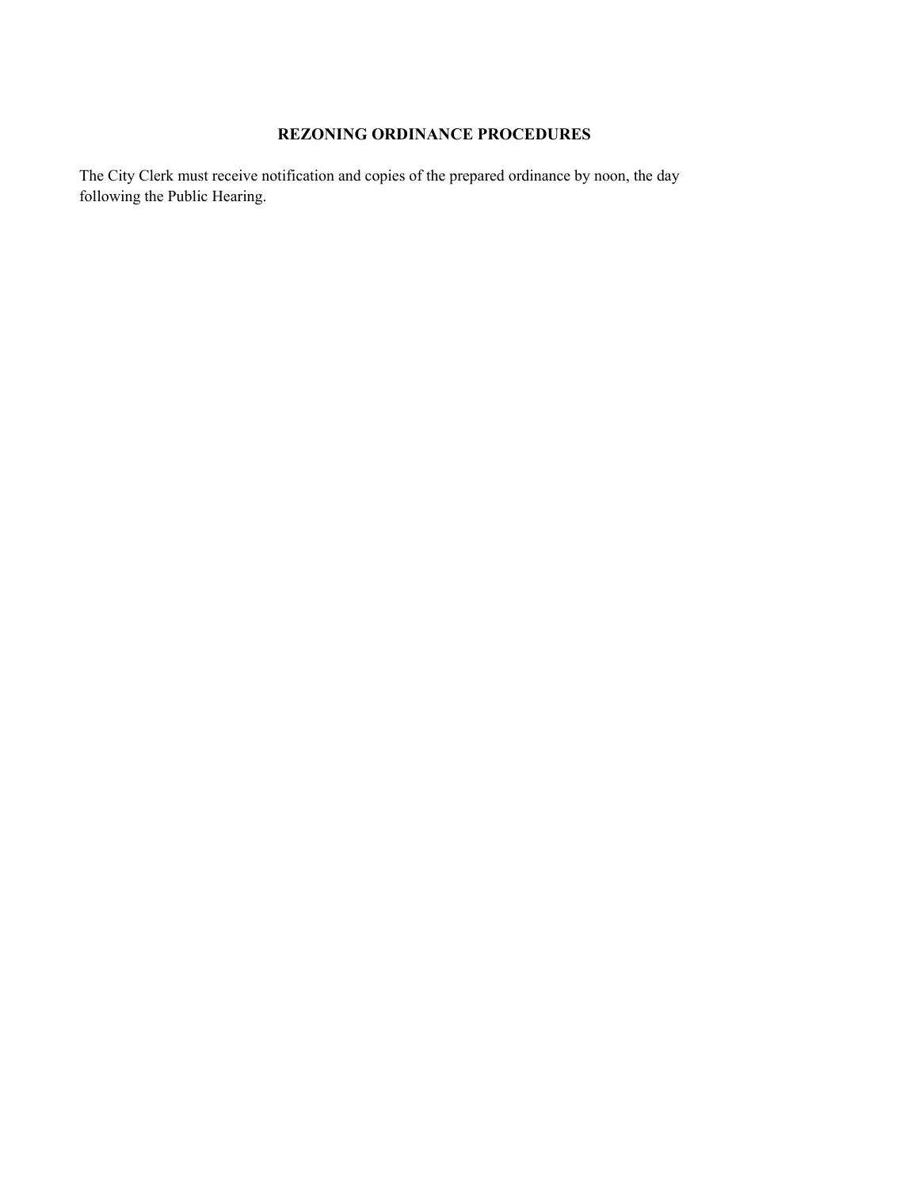## REZONING ORDINANCE PROCEDURES

The City Clerk must receive notification and copies of the prepared ordinance by noon, the day following the Public Hearing.